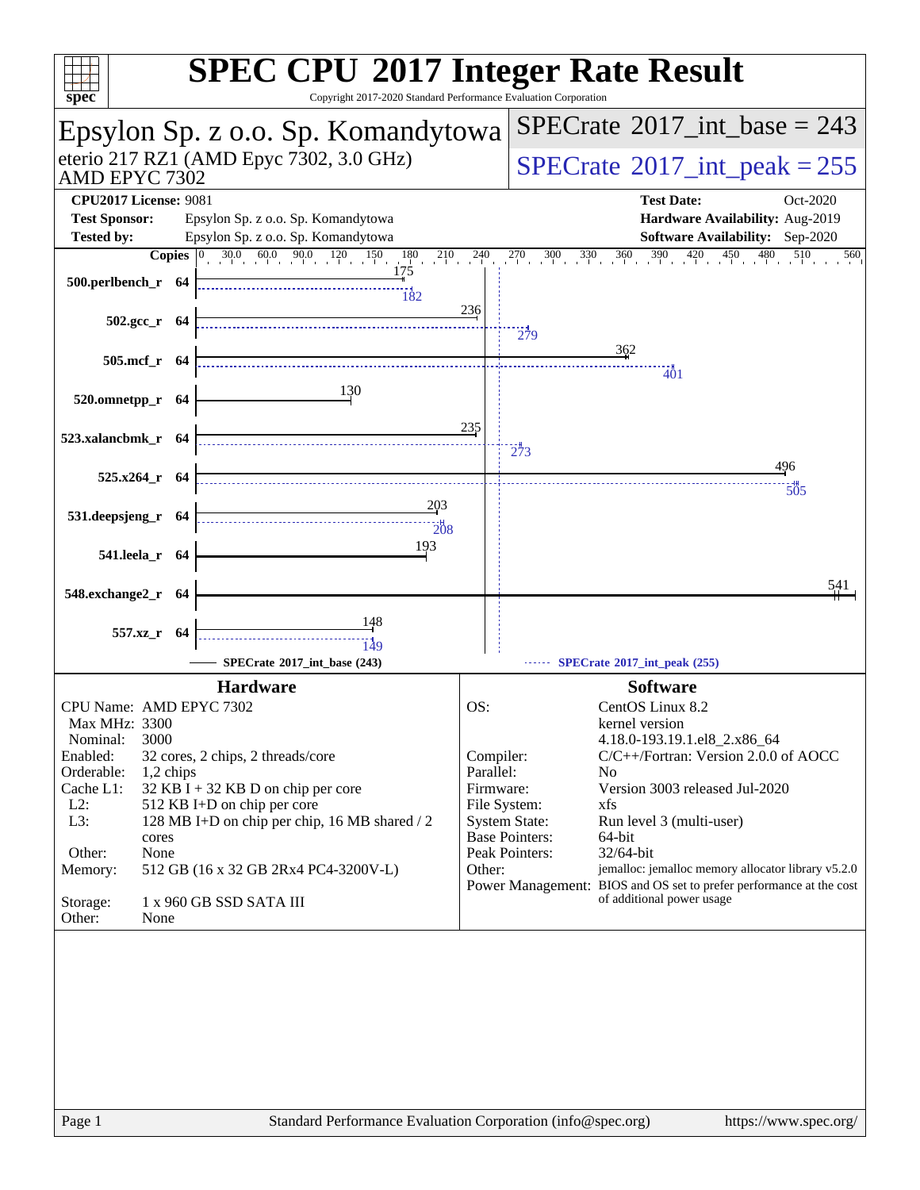# SPEC CPU 2017 Integer Rate Result

Copyright 2017-2020 Standard Performance Evaluation Corporation

## Epsylon Sp. z o.o. Sp. Komandytowa

eterio 217 RZ1 (AMD Epyc 7302, 3.0 GHz)
AMD EPYC 7302

**SPECrate 2017_int_base = 243**

**SPECrate 2017_int_peak = 255**

| | | | |
|---|---|---|---|
| **CPU2017 License:** 9081 | | **Test Date:** | Oct-2020 |
| **Test Sponsor:** | Epsylon Sp. z o.o. Sp. Komandytowa | **Hardware Availability:** | Aug-2019 |
| **Tested by:** | Epsylon Sp. z o.o. Sp. Komandytowa | **Software Availability:** | Sep-2020 |

| Benchmark | Copies | Base | Peak |
|---|---|---|---|
| 500.perlbench_r | 64 | 175 | 182 |
| 502.gcc_r | 64 | 236 | 279 |
| 505.mcf_r | 64 | 362 | 401 |
| 520.omnetpp_r | 64 | 130 | |
| 523.xalancbmk_r | 64 | 235 | 273 |
| 525.x264_r | 64 | 496 | 505 |
| 531.deepsjeng_r | 64 | 203 | 208 |
| 541.leela_r | 64 | 193 | |
| 548.exchange2_r | 64 | 541 | |
| 557.xz_r | 64 | 148 | 149 |

SPECrate 2017_int_base (243) — SPECrate 2017_int_peak (255)

### Hardware

| | |
|---|---|
| CPU Name: | AMD EPYC 7302 |
| Max MHz: | 3300 |
| Nominal: | 3000 |
| Enabled: | 32 cores, 2 chips, 2 threads/core |
| Orderable: | 1,2 chips |
| Cache L1: | 32 KB I + 32 KB D on chip per core |
| L2: | 512 KB I+D on chip per core |
| L3: | 128 MB I+D on chip per chip, 16 MB shared / 2 cores |
| Other: | None |
| Memory: | 512 GB (16 x 32 GB 2Rx4 PC4-3200V-L) |
| Storage: | 1 x 960 GB SSD SATA III |
| Other: | None |

### Software

| | |
|---|---|
| OS: | CentOS Linux 8.2 kernel version 4.18.0-193.19.1.el8_2.x86_64 |
| Compiler: | C/C++/Fortran: Version 2.0.0 of AOCC |
| Parallel: | No |
| Firmware: | Version 3003 released Jul-2020 |
| File System: | xfs |
| System State: | Run level 3 (multi-user) |
| Base Pointers: | 64-bit |
| Peak Pointers: | 32/64-bit |
| Other: | jemalloc: jemalloc memory allocator library v5.2.0 |
| Power Management: | BIOS and OS set to prefer performance at the cost of additional power usage |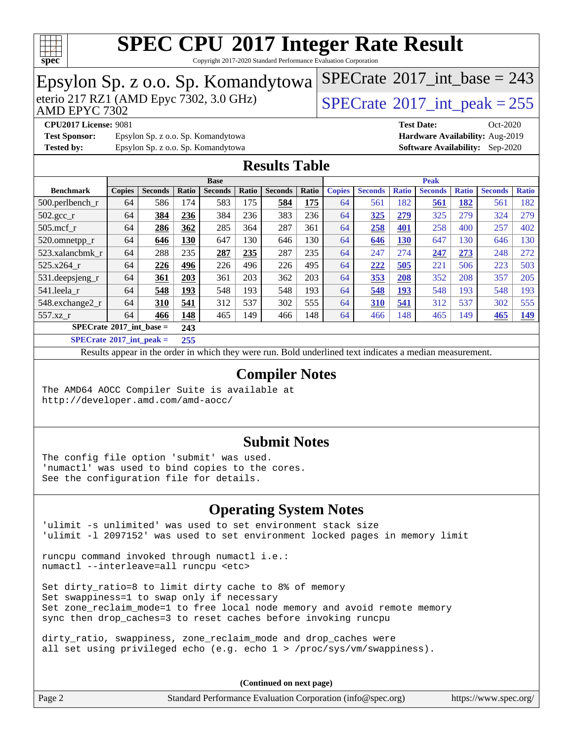# SPEC CPU 2017 Integer Rate Result

Copyright 2017-2020 Standard Performance Evaluation Corporation

## Epsylon Sp. z o.o. Sp. Komandytowa

eterio 217 RZ1 (AMD Epyc 7302, 3.0 GHz)
AMD EPYC 7302

SPECrate 2017_int_base = 243

SPECrate 2017_int_peak = 255

**CPU2017 License:** 9081
**Test Sponsor:** Epsylon Sp. z o.o. Sp. Komandytowa
**Tested by:** Epsylon Sp. z o.o. Sp. Komandytowa

**Test Date:** Oct-2020
**Hardware Availability:** Aug-2019
**Software Availability:** Sep-2020

## Results Table

| | Base | | | | | | | Peak | | | | | | |
|---|---|---|---|---|---|---|---|---|---|---|---|---|---|---|
| **Benchmark** | **Copies** | **Seconds** | **Ratio** | **Seconds** | **Ratio** | **Seconds** | **Ratio** | **Copies** | **Seconds** | **Ratio** | **Seconds** | **Ratio** | **Seconds** | **Ratio** |
| 500.perlbench_r | 64 | 586 | 174 | 583 | 175 | **584** | **175** | 64 | 561 | 182 | **561** | **182** | 561 | 182 |
| 502.gcc_r | 64 | **384** | **236** | 384 | 236 | 383 | 236 | 64 | **325** | **279** | 325 | 279 | 324 | 279 |
| 505.mcf_r | 64 | **286** | **362** | 285 | 364 | 287 | 361 | 64 | **258** | **401** | 258 | 400 | 257 | 402 |
| 520.omnetpp_r | 64 | **646** | **130** | 647 | 130 | 646 | 130 | 64 | **646** | **130** | 647 | 130 | 646 | 130 |
| 523.xalancbmk_r | 64 | 288 | 235 | **287** | **235** | 287 | 235 | 64 | 247 | 274 | **247** | **273** | 248 | 272 |
| 525.x264_r | 64 | **226** | **496** | 226 | 496 | 226 | 495 | 64 | **222** | **505** | 221 | 506 | 223 | 503 |
| 531.deepsjeng_r | 64 | **361** | **203** | 361 | 203 | 362 | 203 | 64 | **353** | **208** | 352 | 208 | 357 | 205 |
| 541.leela_r | 64 | **548** | **193** | 548 | 193 | 548 | 193 | 64 | **548** | **193** | 548 | 193 | 548 | 193 |
| 548.exchange2_r | 64 | **310** | **541** | 312 | 537 | 302 | 555 | 64 | **310** | **541** | 312 | 537 | 302 | 555 |
| 557.xz_r | 64 | **466** | **148** | 465 | 149 | 466 | 148 | 64 | 466 | 148 | 465 | 149 | **465** | **149** |

**SPECrate 2017_int_base = 243**

**SPECrate 2017_int_peak = 255**

Results appear in the order in which they were run. Bold underlined text indicates a median measurement.

## Compiler Notes

```
The AMD64 AOCC Compiler Suite is available at
http://developer.amd.com/amd-aocc/
```

## Submit Notes

```
The config file option 'submit' was used.
'numactl' was used to bind copies to the cores.
See the configuration file for details.
```

## Operating System Notes

```
'ulimit -s unlimited' was used to set environment stack size
'ulimit -l 2097152' was used to set environment locked pages in memory limit

runcpu command invoked through numactl i.e.:
numactl --interleave=all runcpu <etc>

Set dirty_ratio=8 to limit dirty cache to 8% of memory
Set swappiness=1 to swap only if necessary
Set zone_reclaim_mode=1 to free local node memory and avoid remote memory
sync then drop_caches=3 to reset caches before invoking runcpu

dirty_ratio, swappiness, zone_reclaim_mode and drop_caches were
all set using privileged echo (e.g. echo 1 > /proc/sys/vm/swappiness).
```

**(Continued on next page)**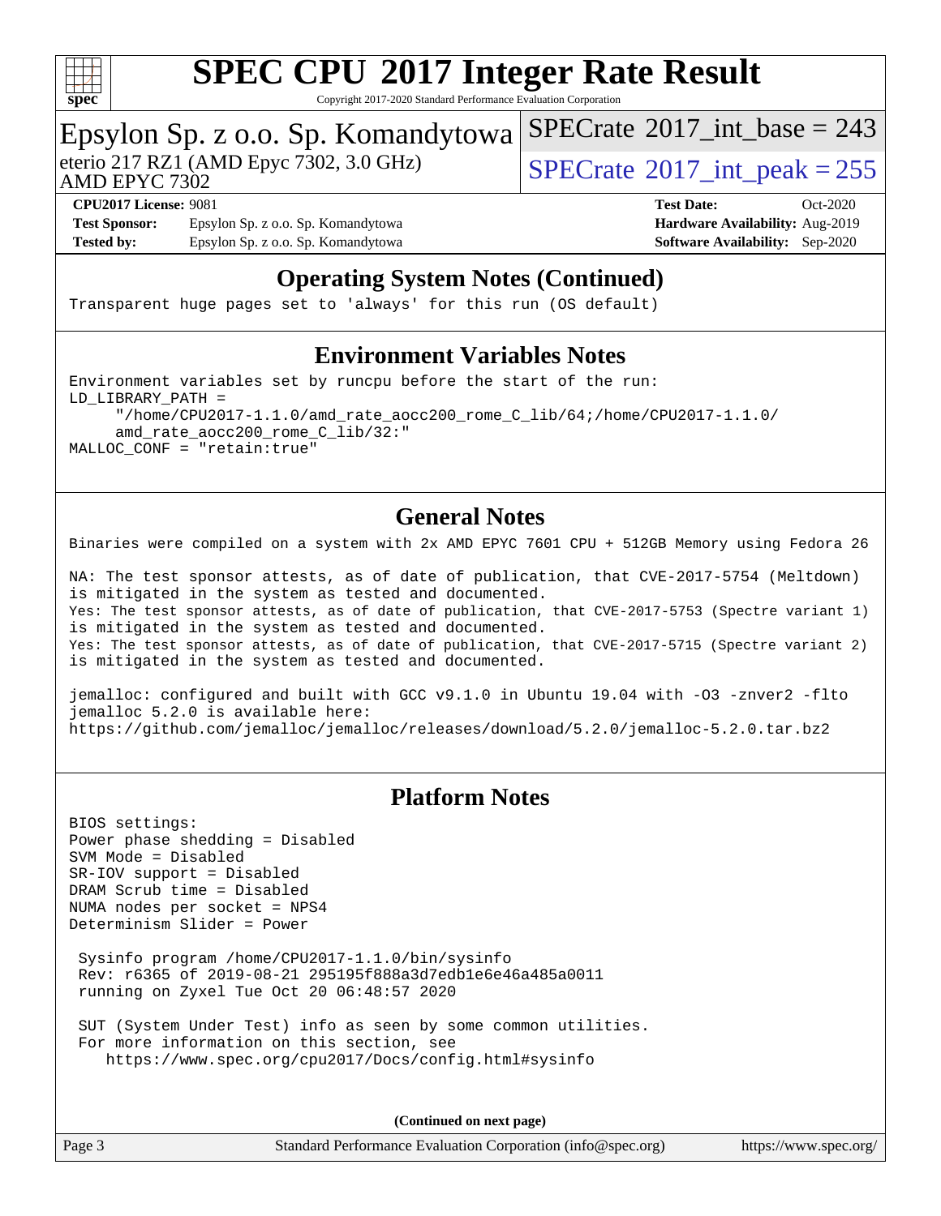## Operating System Notes (Continued)

```
Transparent huge pages set to 'always' for this run (OS default)
```

## Environment Variables Notes

```
Environment variables set by runcpu before the start of the run:
LD_LIBRARY_PATH =
     "/home/CPU2017-1.1.0/amd_rate_aocc200_rome_C_lib/64;/home/CPU2017-1.1.0/
     amd_rate_aocc200_rome_C_lib/32:"
MALLOC_CONF = "retain:true"
```

## General Notes

```
Binaries were compiled on a system with 2x AMD EPYC 7601 CPU + 512GB Memory using Fedora 26

NA: The test sponsor attests, as of date of publication, that CVE-2017-5754 (Meltdown)
is mitigated in the system as tested and documented.
Yes: The test sponsor attests, as of date of publication, that CVE-2017-5753 (Spectre variant 1)
is mitigated in the system as tested and documented.
Yes: The test sponsor attests, as of date of publication, that CVE-2017-5715 (Spectre variant 2)
is mitigated in the system as tested and documented.

jemalloc: configured and built with GCC v9.1.0 in Ubuntu 19.04 with -O3 -znver2 -flto
jemalloc 5.2.0 is available here:
https://github.com/jemalloc/jemalloc/releases/download/5.2.0/jemalloc-5.2.0.tar.bz2
```

## Platform Notes

```
BIOS settings:
Power phase shedding = Disabled
SVM Mode = Disabled
SR-IOV support = Disabled
DRAM Scrub time = Disabled
NUMA nodes per socket = NPS4
Determinism Slider = Power

 Sysinfo program /home/CPU2017-1.1.0/bin/sysinfo
 Rev: r6365 of 2019-08-21 295195f888a3d7edb1e6e46a485a0011
 running on Zyxel Tue Oct 20 06:48:57 2020

 SUT (System Under Test) info as seen by some common utilities.
 For more information on this section, see
    https://www.spec.org/cpu2017/Docs/config.html#sysinfo
```

**(Continued on next page)**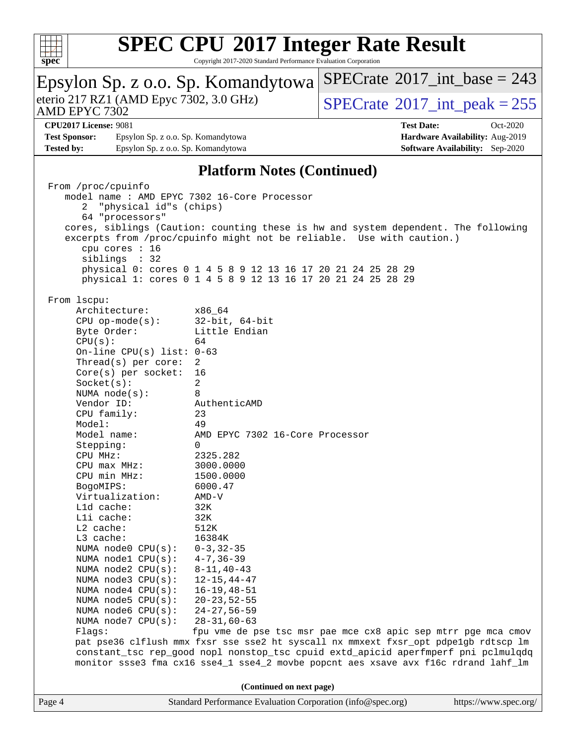## Platform Notes (Continued)

```
From /proc/cpuinfo
   model name : AMD EPYC 7302 16-Core Processor
      2  "physical id"s (chips)
      64 "processors"
   cores, siblings (Caution: counting these is hw and system dependent. The following
   excerpts from /proc/cpuinfo might not be reliable.  Use with caution.)
      cpu cores : 16
      siblings  : 32
      physical 0: cores 0 1 4 5 8 9 12 13 16 17 20 21 24 25 28 29
      physical 1: cores 0 1 4 5 8 9 12 13 16 17 20 21 24 25 28 29

From lscpu:
     Architecture:        x86_64
     CPU op-mode(s):      32-bit, 64-bit
     Byte Order:          Little Endian
     CPU(s):              64
     On-line CPU(s) list: 0-63
     Thread(s) per core:  2
     Core(s) per socket:  16
     Socket(s):           2
     NUMA node(s):        8
     Vendor ID:           AuthenticAMD
     CPU family:          23
     Model:               49
     Model name:          AMD EPYC 7302 16-Core Processor
     Stepping:            0
     CPU MHz:             2325.282
     CPU max MHz:         3000.0000
     CPU min MHz:         1500.0000
     BogoMIPS:            6000.47
     Virtualization:      AMD-V
     L1d cache:           32K
     L1i cache:           32K
     L2 cache:            512K
     L3 cache:            16384K
     NUMA node0 CPU(s):   0-3,32-35
     NUMA node1 CPU(s):   4-7,36-39
     NUMA node2 CPU(s):   8-11,40-43
     NUMA node3 CPU(s):   12-15,44-47
     NUMA node4 CPU(s):   16-19,48-51
     NUMA node5 CPU(s):   20-23,52-55
     NUMA node6 CPU(s):   24-27,56-59
     NUMA node7 CPU(s):   28-31,60-63
     Flags:               fpu vme de pse tsc msr pae mce cx8 apic sep mtrr pge mca cmov
     pat pse36 clflush mmx fxsr sse sse2 ht syscall nx mmxext fxsr_opt pdpe1gb rdtscp lm
     constant_tsc rep_good nopl nonstop_tsc cpuid extd_apicid aperfmperf pni pclmulqdq
     monitor ssse3 fma cx16 sse4_1 sse4_2 movbe popcnt aes xsave avx f16c rdrand lahf_lm
```

**(Continued on next page)**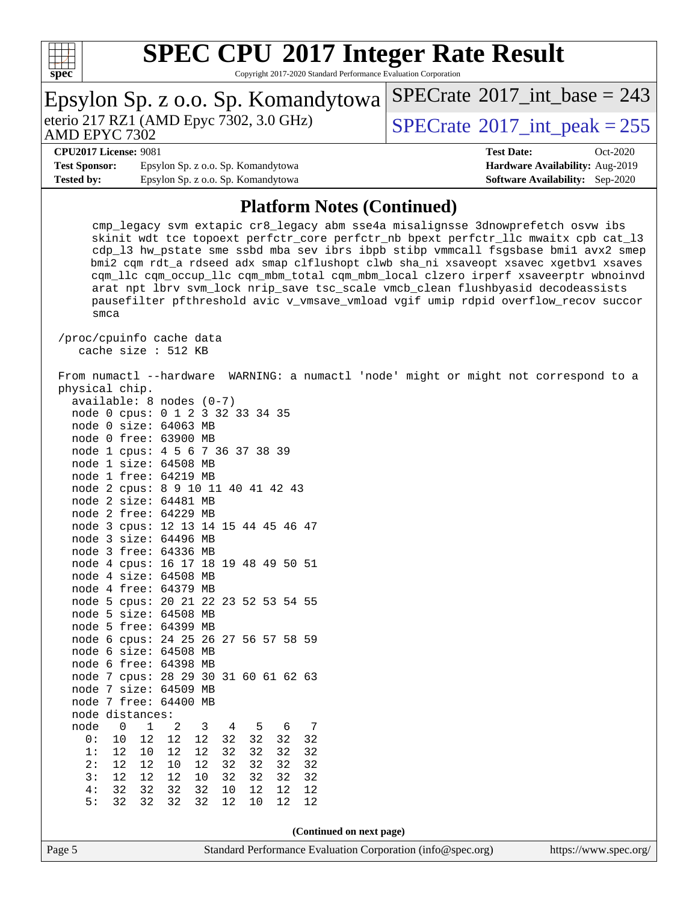# SPEC CPU 2017 Integer Rate Result

Copyright 2017-2020 Standard Performance Evaluation Corporation

## Epsylon Sp. z o.o. Sp. Komandytowa

eterio 217 RZ1 (AMD Epyc 7302, 3.0 GHz)
AMD EPYC 7302

SPECrate 2017_int_base = 243

SPECrate 2017_int_peak = 255

**CPU2017 License:** 9081
**Test Sponsor:** Epsylon Sp. z o.o. Sp. Komandytowa
**Tested by:** Epsylon Sp. z o.o. Sp. Komandytowa

**Test Date:** Oct-2020
**Hardware Availability:** Aug-2019
**Software Availability:** Sep-2020

### Platform Notes (Continued)

```
      cmp_legacy svm extapic cr8_legacy abm sse4a misalignsse 3dnowprefetch osvw ibs
      skinit wdt tce topoext perfctr_core perfctr_nb bpext perfctr_llc mwaitx cpb cat_l3
      cdp_l3 hw_pstate sme ssbd mba sev ibrs ibpb stibp vmmcall fsgsbase bmi1 avx2 smep
      bmi2 cqm rdt_a rdseed adx smap clflushopt clwb sha_ni xsaveopt xsavec xgetbv1 xsaves
      cqm_llc cqm_occup_llc cqm_mbm_total cqm_mbm_local clzero irperf xsaveerptr wbnoinvd
      arat npt lbrv svm_lock nrip_save tsc_scale vmcb_clean flushbyasid decodeassists
      pausefilter pfthreshold avic v_vmsave_vmload vgif umip rdpid overflow_recov succor
      smca

 /proc/cpuinfo cache data
    cache size : 512 KB

 From numactl --hardware  WARNING: a numactl 'node' might or might not correspond to a
 physical chip.
   available: 8 nodes (0-7)
   node 0 cpus: 0 1 2 3 32 33 34 35
   node 0 size: 64063 MB
   node 0 free: 63900 MB
   node 1 cpus: 4 5 6 7 36 37 38 39
   node 1 size: 64508 MB
   node 1 free: 64219 MB
   node 2 cpus: 8 9 10 11 40 41 42 43
   node 2 size: 64481 MB
   node 2 free: 64229 MB
   node 3 cpus: 12 13 14 15 44 45 46 47
   node 3 size: 64496 MB
   node 3 free: 64336 MB
   node 4 cpus: 16 17 18 19 48 49 50 51
   node 4 size: 64508 MB
   node 4 free: 64379 MB
   node 5 cpus: 20 21 22 23 52 53 54 55
   node 5 size: 64508 MB
   node 5 free: 64399 MB
   node 6 cpus: 24 25 26 27 56 57 58 59
   node 6 size: 64508 MB
   node 6 free: 64398 MB
   node 7 cpus: 28 29 30 31 60 61 62 63
   node 7 size: 64509 MB
   node 7 free: 64400 MB
   node distances:
   node   0   1   2   3   4   5   6   7
     0:  10  12  12  12  32  32  32  32
     1:  12  10  12  12  32  32  32  32
     2:  12  12  10  12  32  32  32  32
     3:  12  12  12  10  32  32  32  32
     4:  32  32  32  32  10  12  12  12
     5:  32  32  32  32  12  10  12  12
```

**(Continued on next page)**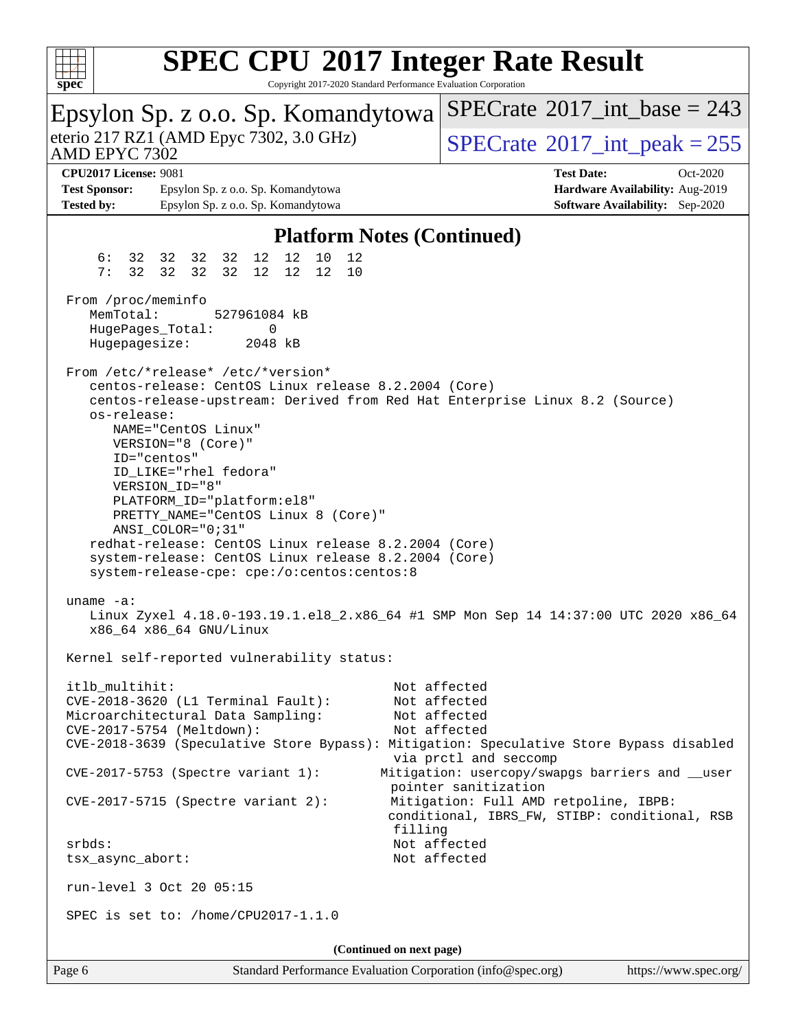## Platform Notes (Continued)

```
     6:  32  32  32  32  12  12  10  12
     7:  32  32  32  32  12  12  12  10

 From /proc/meminfo
    MemTotal:       527961084 kB
    HugePages_Total:       0
    Hugepagesize:       2048 kB

 From /etc/*release* /etc/*version*
    centos-release: CentOS Linux release 8.2.2004 (Core)
    centos-release-upstream: Derived from Red Hat Enterprise Linux 8.2 (Source)
    os-release:
       NAME="CentOS Linux"
       VERSION="8 (Core)"
       ID="centos"
       ID_LIKE="rhel fedora"
       VERSION_ID="8"
       PLATFORM_ID="platform:el8"
       PRETTY_NAME="CentOS Linux 8 (Core)"
       ANSI_COLOR="0;31"
    redhat-release: CentOS Linux release 8.2.2004 (Core)
    system-release: CentOS Linux release 8.2.2004 (Core)
    system-release-cpe: cpe:/o:centos:centos:8

 uname -a:
    Linux Zyxel 4.18.0-193.19.1.el8_2.x86_64 #1 SMP Mon Sep 14 14:37:00 UTC 2020 x86_64
    x86_64 x86_64 GNU/Linux

 Kernel self-reported vulnerability status:

 itlb_multihit:                                    Not affected
 CVE-2018-3620 (L1 Terminal Fault):                Not affected
 Microarchitectural Data Sampling:                 Not affected
 CVE-2017-5754 (Meltdown):                         Not affected
 CVE-2018-3639 (Speculative Store Bypass): Mitigation: Speculative Store Bypass disabled
                                                   via prctl and seccomp
 CVE-2017-5753 (Spectre variant 1):              Mitigation: usercopy/swapgs barriers and __user
                                                   pointer sanitization
 CVE-2017-5715 (Spectre variant 2):               Mitigation: Full AMD retpoline, IBPB:
                                                  conditional, IBRS_FW, STIBP: conditional, RSB
                                                  filling
 srbds:                                            Not affected
 tsx_async_abort:                                  Not affected

 run-level 3 Oct 20 05:15

 SPEC is set to: /home/CPU2017-1.1.0
```

(Continued on next page)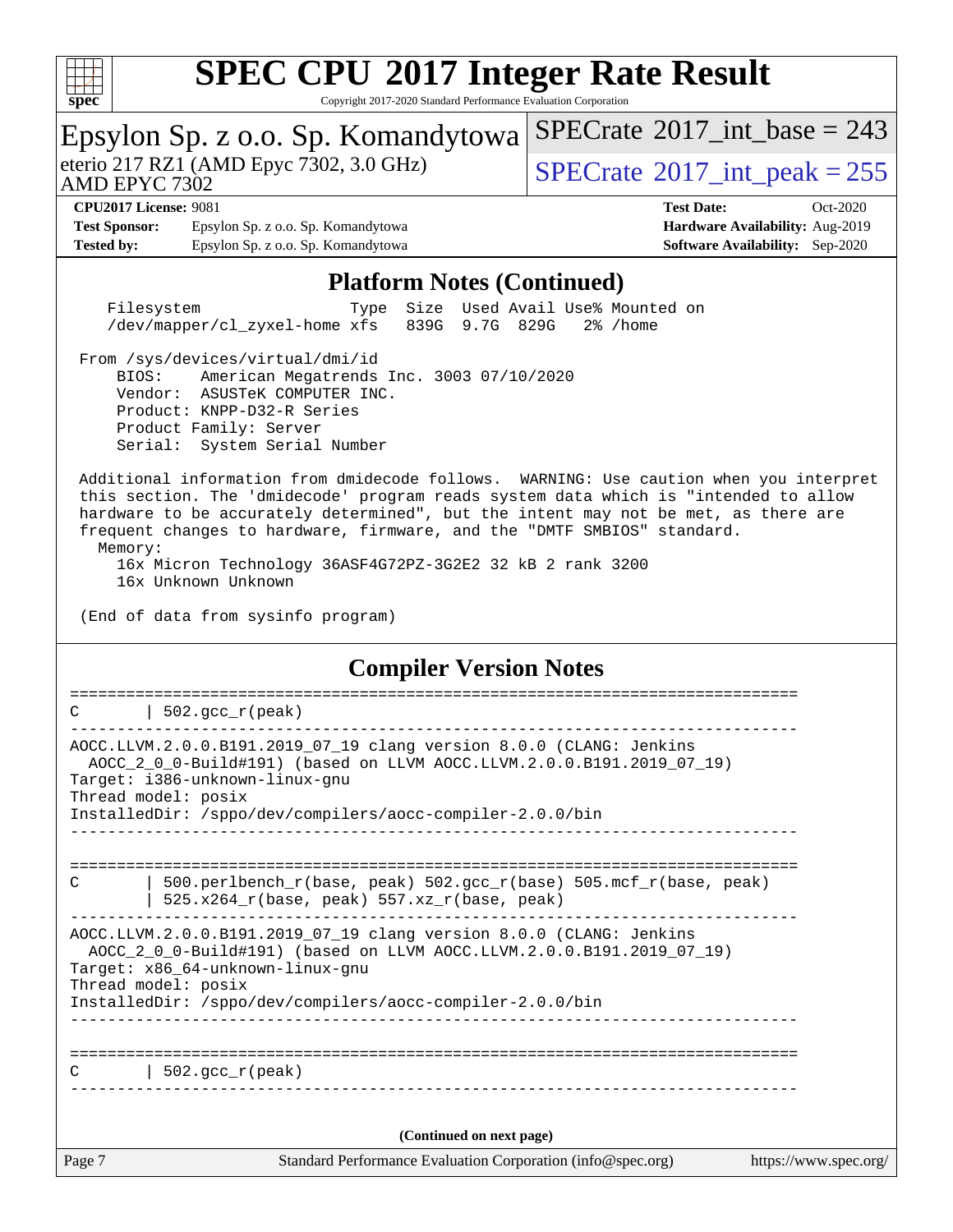## Platform Notes (Continued)

```
    Filesystem                  Type  Size  Used Avail Use% Mounted on
    /dev/mapper/cl_zyxel-home xfs   839G  9.7G  829G   2% /home

 From /sys/devices/virtual/dmi/id
     BIOS:    American Megatrends Inc. 3003 07/10/2020
     Vendor:  ASUSTeK COMPUTER INC.
     Product: KNPP-D32-R Series
     Product Family: Server
     Serial:  System Serial Number

 Additional information from dmidecode follows.  WARNING: Use caution when you interpret
 this section. The 'dmidecode' program reads system data which is "intended to allow
 hardware to be accurately determined", but the intent may not be met, as there are
 frequent changes to hardware, firmware, and the "DMTF SMBIOS" standard.
   Memory:
     16x Micron Technology 36ASF4G72PZ-3G2E2 32 kB 2 rank 3200
     16x Unknown Unknown

 (End of data from sysinfo program)
```

## Compiler Version Notes

```
==============================================================================
C       | 502.gcc_r(peak)
------------------------------------------------------------------------------
AOCC.LLVM.2.0.0.B191.2019_07_19 clang version 8.0.0 (CLANG: Jenkins
  AOCC_2_0_0-Build#191) (based on LLVM AOCC.LLVM.2.0.0.B191.2019_07_19)
Target: i386-unknown-linux-gnu
Thread model: posix
InstalledDir: /sppo/dev/compilers/aocc-compiler-2.0.0/bin
------------------------------------------------------------------------------

==============================================================================
C       | 500.perlbench_r(base, peak) 502.gcc_r(base) 505.mcf_r(base, peak)
        | 525.x264_r(base, peak) 557.xz_r(base, peak)
------------------------------------------------------------------------------
AOCC.LLVM.2.0.0.B191.2019_07_19 clang version 8.0.0 (CLANG: Jenkins
  AOCC_2_0_0-Build#191) (based on LLVM AOCC.LLVM.2.0.0.B191.2019_07_19)
Target: x86_64-unknown-linux-gnu
Thread model: posix
InstalledDir: /sppo/dev/compilers/aocc-compiler-2.0.0/bin
------------------------------------------------------------------------------

==============================================================================
C       | 502.gcc_r(peak)
------------------------------------------------------------------------------
```

(Continued on next page)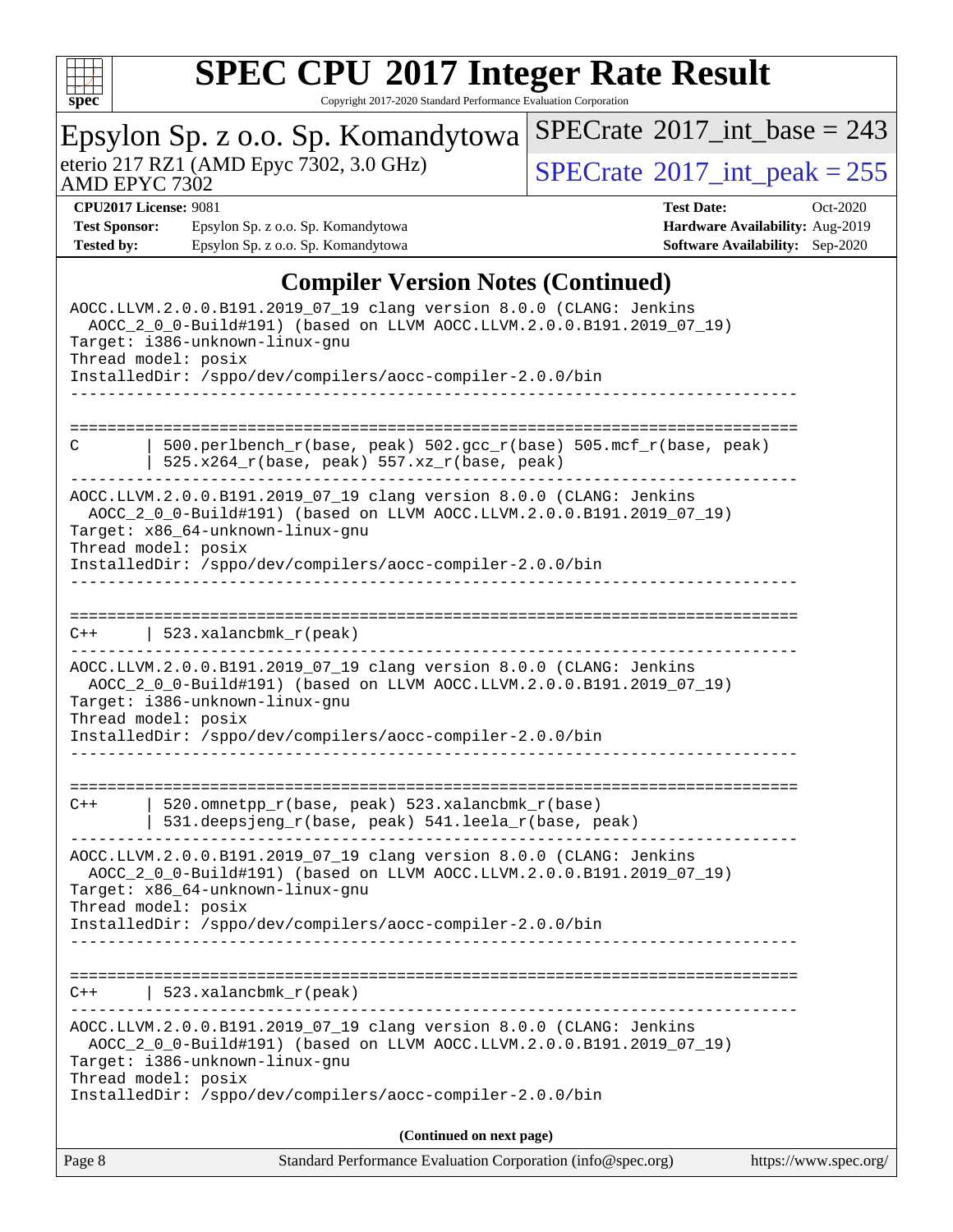## Compiler Version Notes (Continued)

```
AOCC.LLVM.2.0.0.B191.2019_07_19 clang version 8.0.0 (CLANG: Jenkins
  AOCC_2_0_0-Build#191) (based on LLVM AOCC.LLVM.2.0.0.B191.2019_07_19)
Target: i386-unknown-linux-gnu
Thread model: posix
InstalledDir: /sppo/dev/compilers/aocc-compiler-2.0.0/bin
------------------------------------------------------------------------------

==============================================================================
C         | 500.perlbench_r(base, peak) 502.gcc_r(base) 505.mcf_r(base, peak)
          | 525.x264_r(base, peak) 557.xz_r(base, peak)
------------------------------------------------------------------------------
AOCC.LLVM.2.0.0.B191.2019_07_19 clang version 8.0.0 (CLANG: Jenkins
  AOCC_2_0_0-Build#191) (based on LLVM AOCC.LLVM.2.0.0.B191.2019_07_19)
Target: x86_64-unknown-linux-gnu
Thread model: posix
InstalledDir: /sppo/dev/compilers/aocc-compiler-2.0.0/bin
------------------------------------------------------------------------------

==============================================================================
C++       | 523.xalancbmk_r(peak)
------------------------------------------------------------------------------
AOCC.LLVM.2.0.0.B191.2019_07_19 clang version 8.0.0 (CLANG: Jenkins
  AOCC_2_0_0-Build#191) (based on LLVM AOCC.LLVM.2.0.0.B191.2019_07_19)
Target: i386-unknown-linux-gnu
Thread model: posix
InstalledDir: /sppo/dev/compilers/aocc-compiler-2.0.0/bin
------------------------------------------------------------------------------

==============================================================================
C++       | 520.omnetpp_r(base, peak) 523.xalancbmk_r(base)
          | 531.deepsjeng_r(base, peak) 541.leela_r(base, peak)
------------------------------------------------------------------------------
AOCC.LLVM.2.0.0.B191.2019_07_19 clang version 8.0.0 (CLANG: Jenkins
  AOCC_2_0_0-Build#191) (based on LLVM AOCC.LLVM.2.0.0.B191.2019_07_19)
Target: x86_64-unknown-linux-gnu
Thread model: posix
InstalledDir: /sppo/dev/compilers/aocc-compiler-2.0.0/bin
------------------------------------------------------------------------------

==============================================================================
C++       | 523.xalancbmk_r(peak)
------------------------------------------------------------------------------
AOCC.LLVM.2.0.0.B191.2019_07_19 clang version 8.0.0 (CLANG: Jenkins
  AOCC_2_0_0-Build#191) (based on LLVM AOCC.LLVM.2.0.0.B191.2019_07_19)
Target: i386-unknown-linux-gnu
Thread model: posix
InstalledDir: /sppo/dev/compilers/aocc-compiler-2.0.0/bin
```

**(Continued on next page)**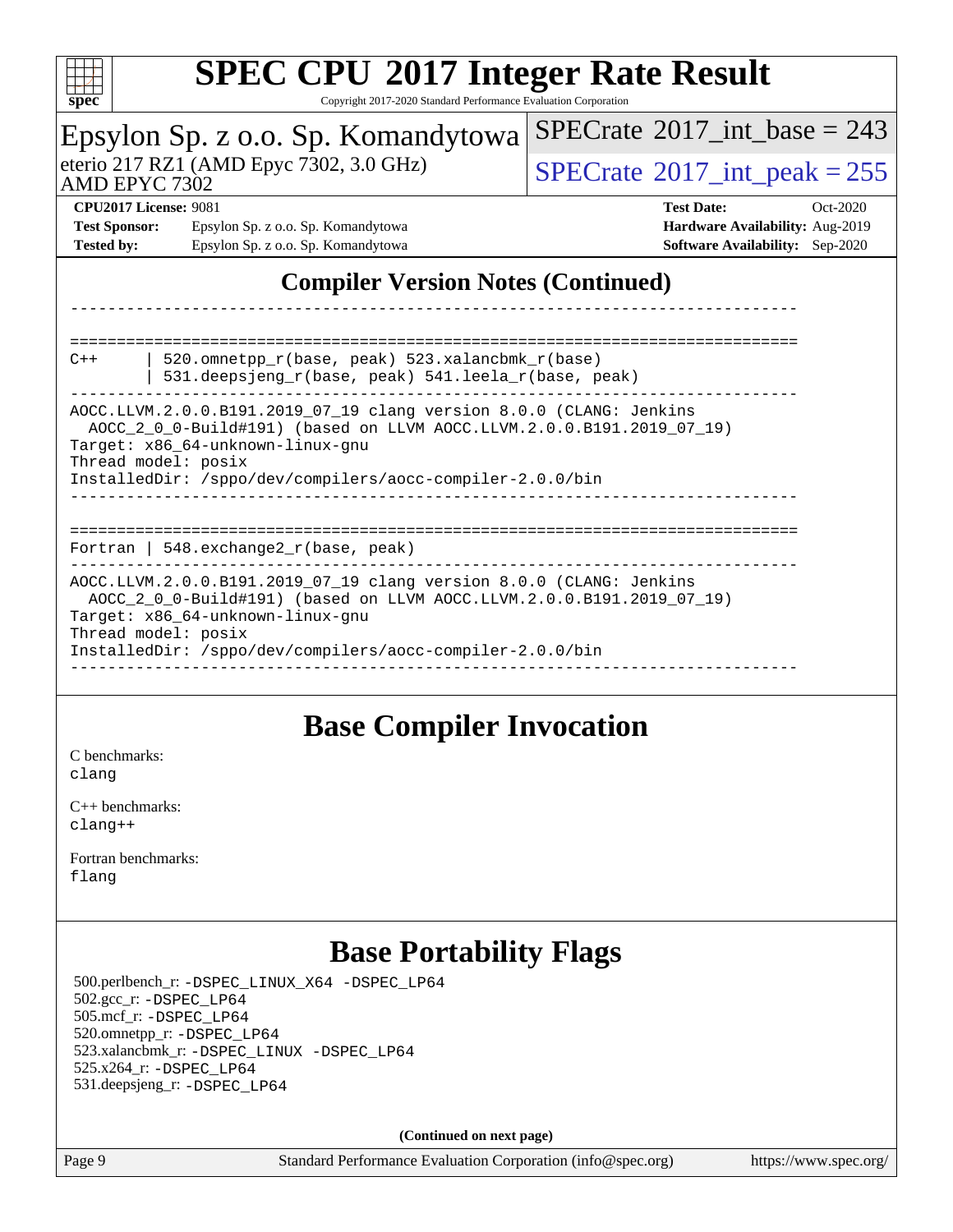## Compiler Version Notes (Continued)

```
------------------------------------------------------------------------------

==============================================================================
C++     | 520.omnetpp_r(base, peak) 523.xalancbmk_r(base)
        | 531.deepsjeng_r(base, peak) 541.leela_r(base, peak)
------------------------------------------------------------------------------
AOCC.LLVM.2.0.0.B191.2019_07_19 clang version 8.0.0 (CLANG: Jenkins
  AOCC_2_0_0-Build#191) (based on LLVM AOCC.LLVM.2.0.0.B191.2019_07_19)
Target: x86_64-unknown-linux-gnu
Thread model: posix
InstalledDir: /sppo/dev/compilers/aocc-compiler-2.0.0/bin
------------------------------------------------------------------------------

==============================================================================
Fortran | 548.exchange2_r(base, peak)
------------------------------------------------------------------------------
AOCC.LLVM.2.0.0.B191.2019_07_19 clang version 8.0.0 (CLANG: Jenkins
  AOCC_2_0_0-Build#191) (based on LLVM AOCC.LLVM.2.0.0.B191.2019_07_19)
Target: x86_64-unknown-linux-gnu
Thread model: posix
InstalledDir: /sppo/dev/compilers/aocc-compiler-2.0.0/bin
------------------------------------------------------------------------------
```

## Base Compiler Invocation

C benchmarks:
clang

C++ benchmarks:
clang++

Fortran benchmarks:
flang

## Base Portability Flags

500.perlbench_r: -DSPEC_LINUX_X64 -DSPEC_LP64
502.gcc_r: -DSPEC_LP64
505.mcf_r: -DSPEC_LP64
520.omnetpp_r: -DSPEC_LP64
523.xalancbmk_r: -DSPEC_LINUX -DSPEC_LP64
525.x264_r: -DSPEC_LP64
531.deepsjeng_r: -DSPEC_LP64

**(Continued on next page)**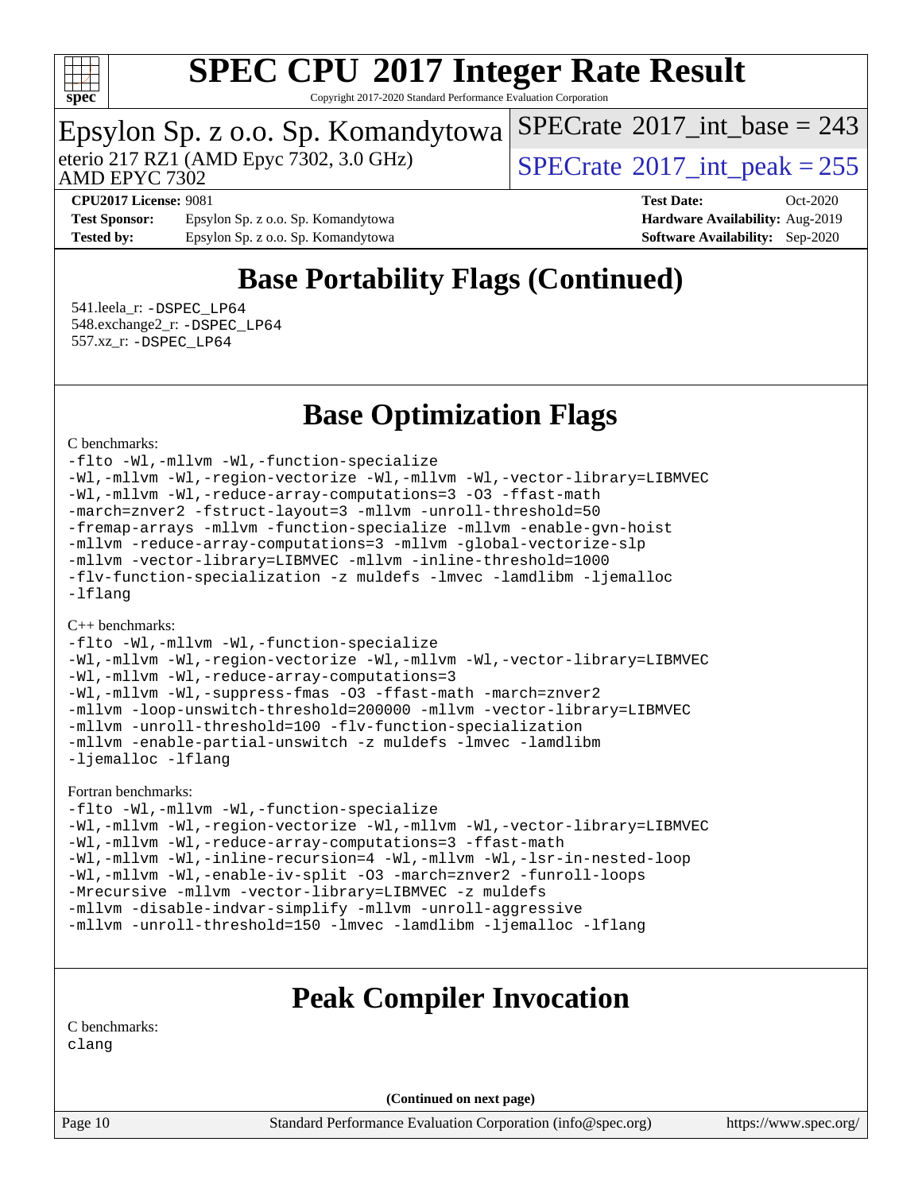# Base Portability Flags (Continued)

541.leela_r: -DSPEC_LP64
548.exchange2_r: -DSPEC_LP64
557.xz_r: -DSPEC_LP64

# Base Optimization Flags

C benchmarks:

```
-flto -Wl,-mllvm -Wl,-function-specialize
-Wl,-mllvm -Wl,-region-vectorize -Wl,-mllvm -Wl,-vector-library=LIBMVEC
-Wl,-mllvm -Wl,-reduce-array-computations=3 -O3 -ffast-math
-march=znver2 -fstruct-layout=3 -mllvm -unroll-threshold=50
-fremap-arrays -mllvm -function-specialize -mllvm -enable-gvn-hoist
-mllvm -reduce-array-computations=3 -mllvm -global-vectorize-slp
-mllvm -vector-library=LIBMVEC -mllvm -inline-threshold=1000
-flv-function-specialization -z muldefs -lmvec -lamdlibm -ljemalloc
-lflang
```

C++ benchmarks:

```
-flto -Wl,-mllvm -Wl,-function-specialize
-Wl,-mllvm -Wl,-region-vectorize -Wl,-mllvm -Wl,-vector-library=LIBMVEC
-Wl,-mllvm -Wl,-reduce-array-computations=3
-Wl,-mllvm -Wl,-suppress-fmas -O3 -ffast-math -march=znver2
-mllvm -loop-unswitch-threshold=200000 -mllvm -vector-library=LIBMVEC
-mllvm -unroll-threshold=100 -flv-function-specialization
-mllvm -enable-partial-unswitch -z muldefs -lmvec -lamdlibm
-ljemalloc -lflang
```

Fortran benchmarks:

```
-flto -Wl,-mllvm -Wl,-function-specialize
-Wl,-mllvm -Wl,-region-vectorize -Wl,-mllvm -Wl,-vector-library=LIBMVEC
-Wl,-mllvm -Wl,-reduce-array-computations=3 -ffast-math
-Wl,-mllvm -Wl,-inline-recursion=4 -Wl,-mllvm -Wl,-lsr-in-nested-loop
-Wl,-mllvm -Wl,-enable-iv-split -O3 -march=znver2 -funroll-loops
-Mrecursive -mllvm -vector-library=LIBMVEC -z muldefs
-mllvm -disable-indvar-simplify -mllvm -unroll-aggressive
-mllvm -unroll-threshold=150 -lmvec -lamdlibm -ljemalloc -lflang
```

# Peak Compiler Invocation

C benchmarks:

```
clang
```

(Continued on next page)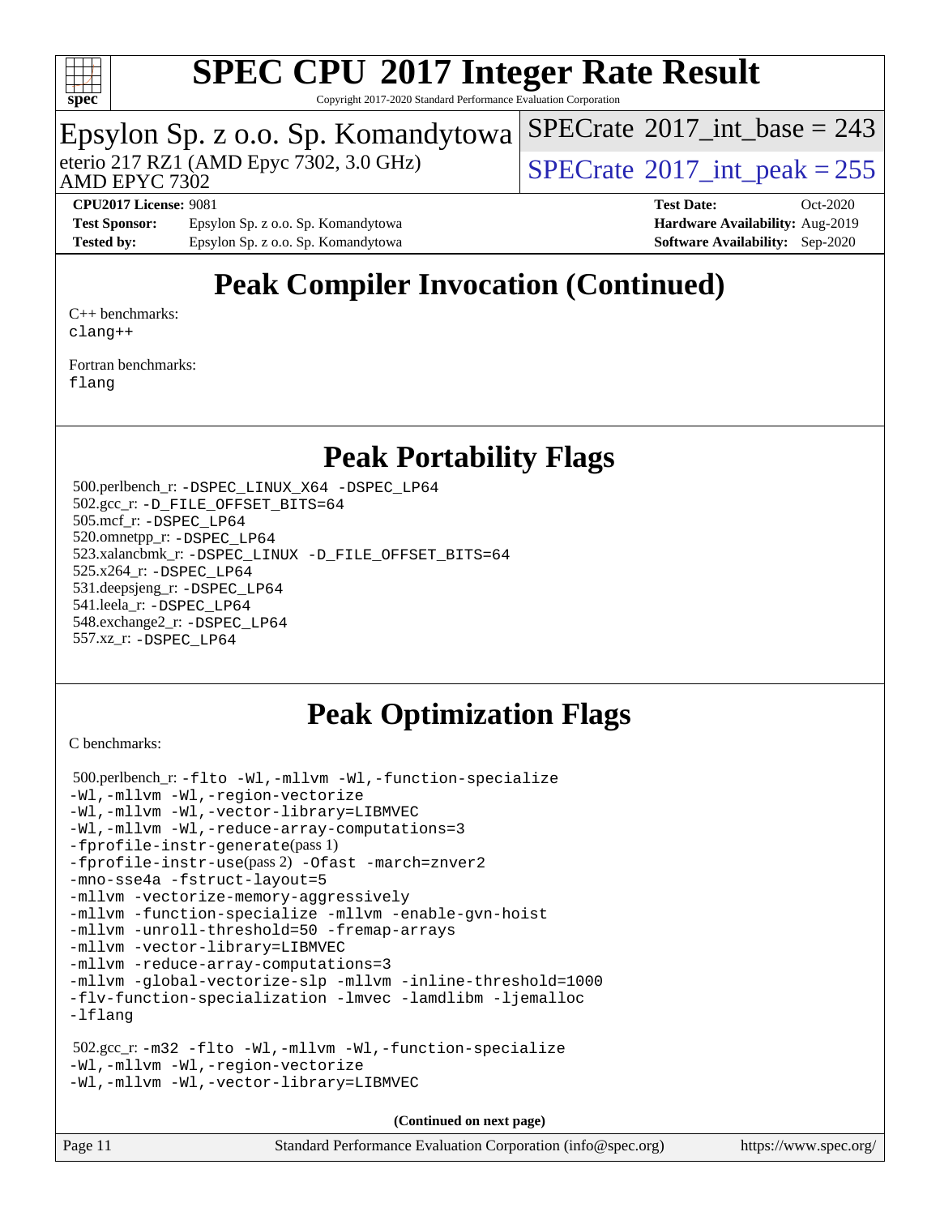# Peak Compiler Invocation (Continued)

C++ benchmarks:
clang++

Fortran benchmarks:
flang

# Peak Portability Flags

500.perlbench_r: -DSPEC_LINUX_X64 -DSPEC_LP64
502.gcc_r: -D_FILE_OFFSET_BITS=64
505.mcf_r: -DSPEC_LP64
520.omnetpp_r: -DSPEC_LP64
523.xalancbmk_r: -DSPEC_LINUX -D_FILE_OFFSET_BITS=64
525.x264_r: -DSPEC_LP64
531.deepsjeng_r: -DSPEC_LP64
541.leela_r: -DSPEC_LP64
548.exchange2_r: -DSPEC_LP64
557.xz_r: -DSPEC_LP64

# Peak Optimization Flags

C benchmarks:

500.perlbench_r: -flto -Wl,-mllvm -Wl,-function-specialize
-Wl,-mllvm -Wl,-region-vectorize
-Wl,-mllvm -Wl,-vector-library=LIBMVEC
-Wl,-mllvm -Wl,-reduce-array-computations=3
-fprofile-instr-generate(pass 1)
-fprofile-instr-use(pass 2) -Ofast -march=znver2
-mno-sse4a -fstruct-layout=5
-mllvm -vectorize-memory-aggressively
-mllvm -function-specialize -mllvm -enable-gvn-hoist
-mllvm -unroll-threshold=50 -fremap-arrays
-mllvm -vector-library=LIBMVEC
-mllvm -reduce-array-computations=3
-mllvm -global-vectorize-slp -mllvm -inline-threshold=1000
-flv-function-specialization -lmvec -lamdlibm -ljemalloc
-lflang

502.gcc_r: -m32 -flto -Wl,-mllvm -Wl,-function-specialize
-Wl,-mllvm -Wl,-region-vectorize
-Wl,-mllvm -Wl,-vector-library=LIBMVEC

(Continued on next page)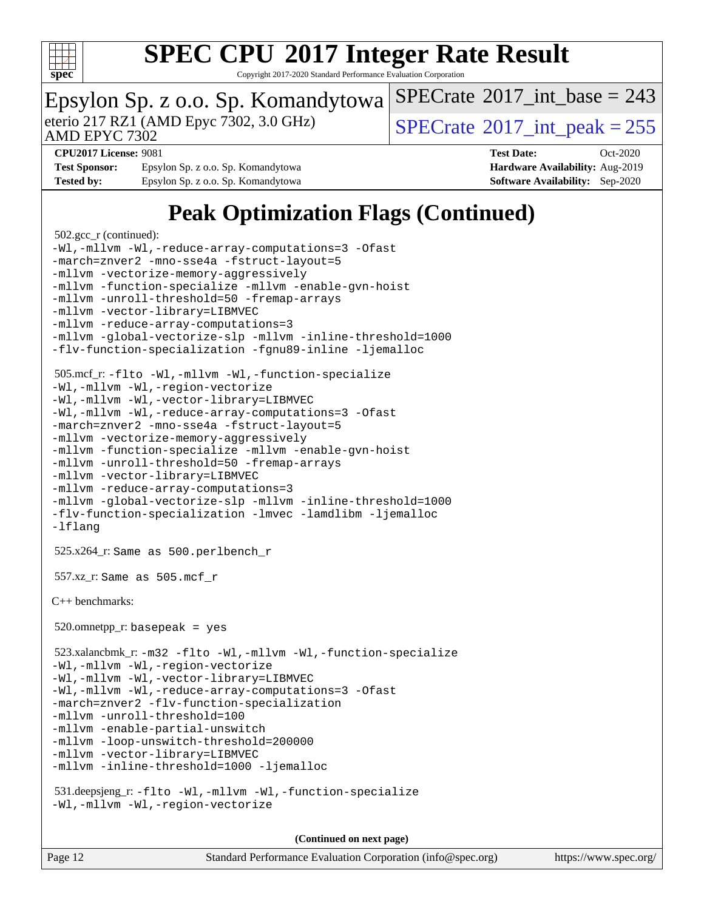# Peak Optimization Flags (Continued)

502.gcc_r (continued):

```
-Wl,-mllvm -Wl,-reduce-array-computations=3 -Ofast
-march=znver2 -mno-sse4a -fstruct-layout=5
-mllvm -vectorize-memory-aggressively
-mllvm -function-specialize -mllvm -enable-gvn-hoist
-mllvm -unroll-threshold=50 -fremap-arrays
-mllvm -vector-library=LIBMVEC
-mllvm -reduce-array-computations=3
-mllvm -global-vectorize-slp -mllvm -inline-threshold=1000
-flv-function-specialization -fgnu89-inline -ljemalloc
```

505.mcf_r:

```
-flto -Wl,-mllvm -Wl,-function-specialize
-Wl,-mllvm -Wl,-region-vectorize
-Wl,-mllvm -Wl,-vector-library=LIBMVEC
-Wl,-mllvm -Wl,-reduce-array-computations=3 -Ofast
-march=znver2 -mno-sse4a -fstruct-layout=5
-mllvm -vectorize-memory-aggressively
-mllvm -function-specialize -mllvm -enable-gvn-hoist
-mllvm -unroll-threshold=50 -fremap-arrays
-mllvm -vector-library=LIBMVEC
-mllvm -reduce-array-computations=3
-mllvm -global-vectorize-slp -mllvm -inline-threshold=1000
-flv-function-specialization -lmvec -lamdlibm -ljemalloc
-lflang
```

525.x264_r: Same as 500.perlbench_r

557.xz_r: Same as 505.mcf_r

C++ benchmarks:

520.omnetpp_r: basepeak = yes

523.xalancbmk_r:

```
-m32 -flto -Wl,-mllvm -Wl,-function-specialize
-Wl,-mllvm -Wl,-region-vectorize
-Wl,-mllvm -Wl,-vector-library=LIBMVEC
-Wl,-mllvm -Wl,-reduce-array-computations=3 -Ofast
-march=znver2 -flv-function-specialization
-mllvm -unroll-threshold=100
-mllvm -enable-partial-unswitch
-mllvm -loop-unswitch-threshold=200000
-mllvm -vector-library=LIBMVEC
-mllvm -inline-threshold=1000 -ljemalloc
```

531.deepsjeng_r:

```
-flto -Wl,-mllvm -Wl,-function-specialize
-Wl,-mllvm -Wl,-region-vectorize
```

(Continued on next page)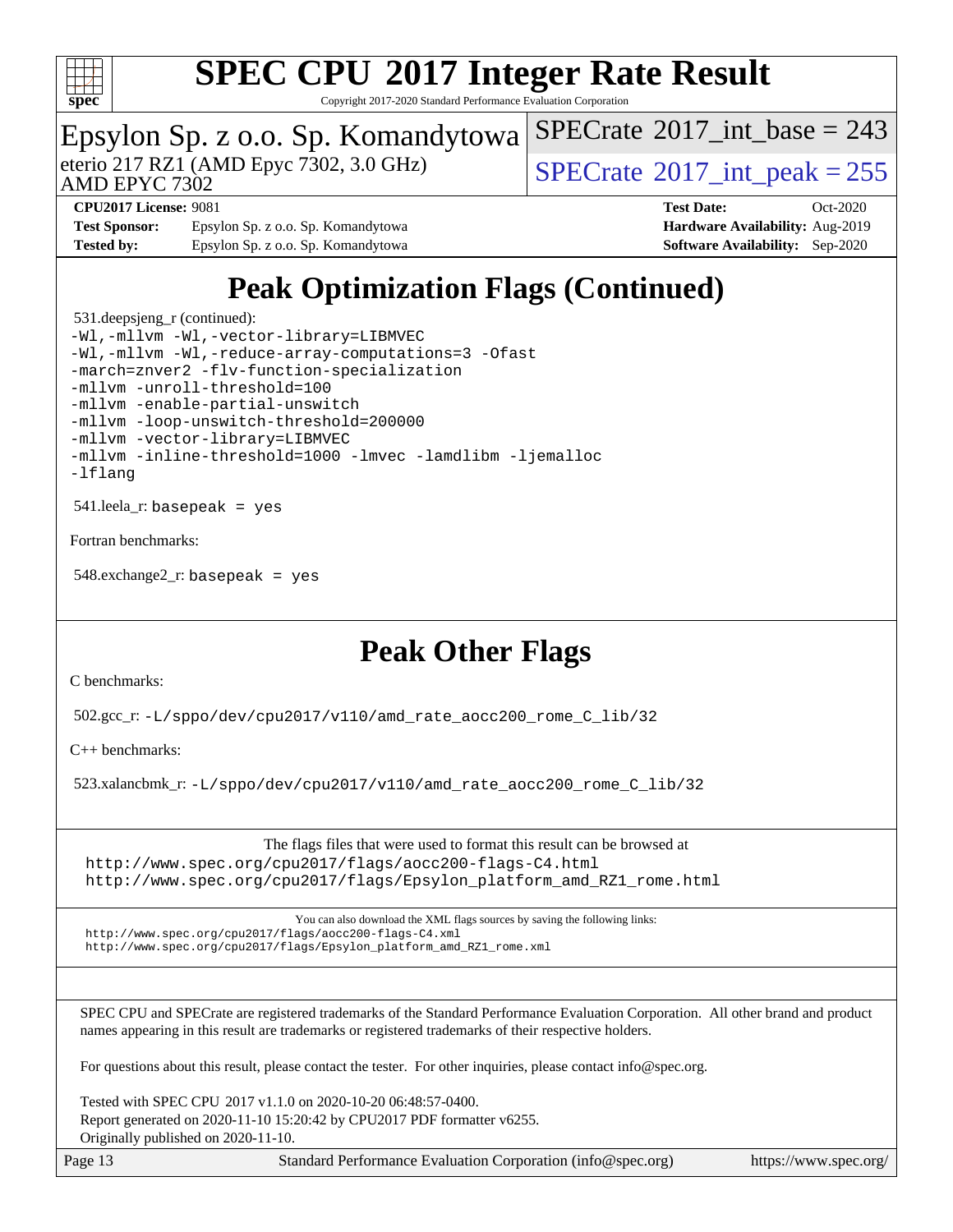# Peak Optimization Flags (Continued)

531.deepsjeng_r (continued):

```
-Wl,-mllvm -Wl,-vector-library=LIBMVEC
-Wl,-mllvm -Wl,-reduce-array-computations=3 -Ofast
-march=znver2 -flv-function-specialization
-mllvm -unroll-threshold=100
-mllvm -enable-partial-unswitch
-mllvm -loop-unswitch-threshold=200000
-mllvm -vector-library=LIBMVEC
-mllvm -inline-threshold=1000 -lmvec -lamdlibm -ljemalloc
-lflang
```

541.leela_r: `basepeak = yes`

Fortran benchmarks:

548.exchange2_r: `basepeak = yes`

# Peak Other Flags

C benchmarks:

502.gcc_r: `-L/sppo/dev/cpu2017/v110/amd_rate_aocc200_rome_C_lib/32`

C++ benchmarks:

523.xalancbmk_r: `-L/sppo/dev/cpu2017/v110/amd_rate_aocc200_rome_C_lib/32`

The flags files that were used to format this result can be browsed at
http://www.spec.org/cpu2017/flags/aocc200-flags-C4.html
http://www.spec.org/cpu2017/flags/Epsylon_platform_amd_RZ1_rome.html

You can also download the XML flags sources by saving the following links:
http://www.spec.org/cpu2017/flags/aocc200-flags-C4.xml
http://www.spec.org/cpu2017/flags/Epsylon_platform_amd_RZ1_rome.xml

SPEC CPU and SPECrate are registered trademarks of the Standard Performance Evaluation Corporation. All other brand and product names appearing in this result are trademarks or registered trademarks of their respective holders.

For questions about this result, please contact the tester. For other inquiries, please contact info@spec.org.

Tested with SPEC CPU 2017 v1.1.0 on 2020-10-20 06:48:57-0400.
Report generated on 2020-11-10 15:20:42 by CPU2017 PDF formatter v6255.
Originally published on 2020-11-10.